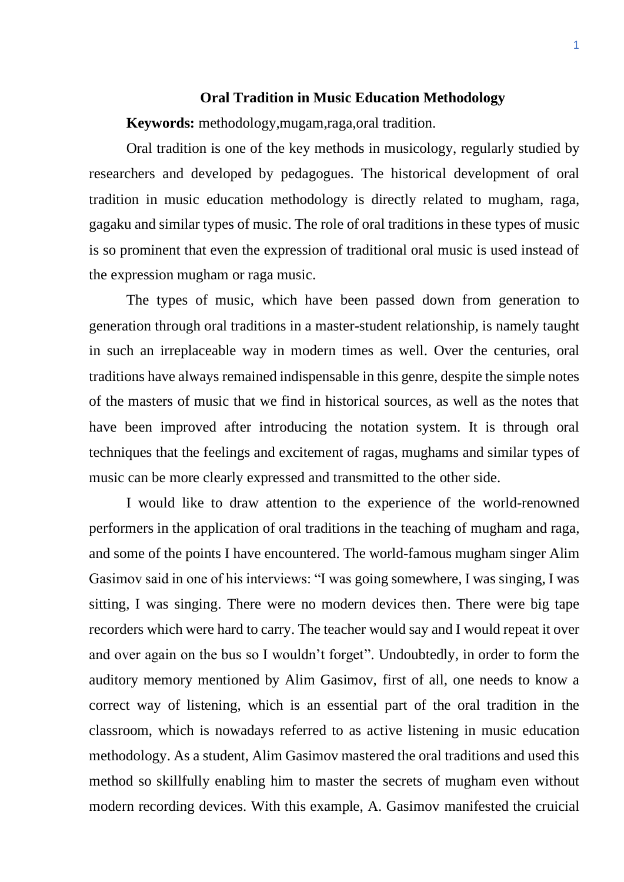# Oral Tradition in Music Education Methodology

**Keywords:** methodology,mugam,raga,oral tradition.

Oral tradition is one of the key methods in musicology, regularly studied by researchers and developed by pedagogues. The historical development of oral tradition in music education methodology is directly related to mugham, raga, gagaku and similar types of music. The role of oral traditions in these types of music is so prominent that even the expression of traditional oral music is used instead of the expression mugham or raga music.

The types of music, which have been passed down from generation to generation through oral traditions in a master-student relationship, is namely taught in such an irreplaceable way in modern times as well. Over the centuries, oral traditions have always remained indispensable in this genre, despite the simple notes of the masters of music that we find in historical sources, as well as the notes that have been improved after introducing the notation system. It is through oral techniques that the feelings and excitement of ragas, mughams and similar types of music can be more clearly expressed and transmitted to the other side.

I would like to draw attention to the experience of the world-renowned performers in the application of oral traditions in the teaching of mugham and raga, and some of the points I have encountered. The world-famous mugham singer Alim Gasimov said in one of his interviews: "I was going somewhere, I was singing, I was sitting, I was singing. There were no modern devices then. There were big tape recorders which were hard to carry. The teacher would say and I would repeat it over and over again on the bus so I wouldn't forget". Undoubtedly, in order to form the auditory memory mentioned by Alim Gasimov, first of all, one needs to know a correct way of listening, which is an essential part of the oral tradition in the classroom, which is nowadays referred to as active listening in music education methodology. As a student, Alim Gasimov mastered the oral traditions and used this method so skillfully enabling him to master the secrets of mugham even without modern recording devices. With this example, A. Gasimov manifested the cruicial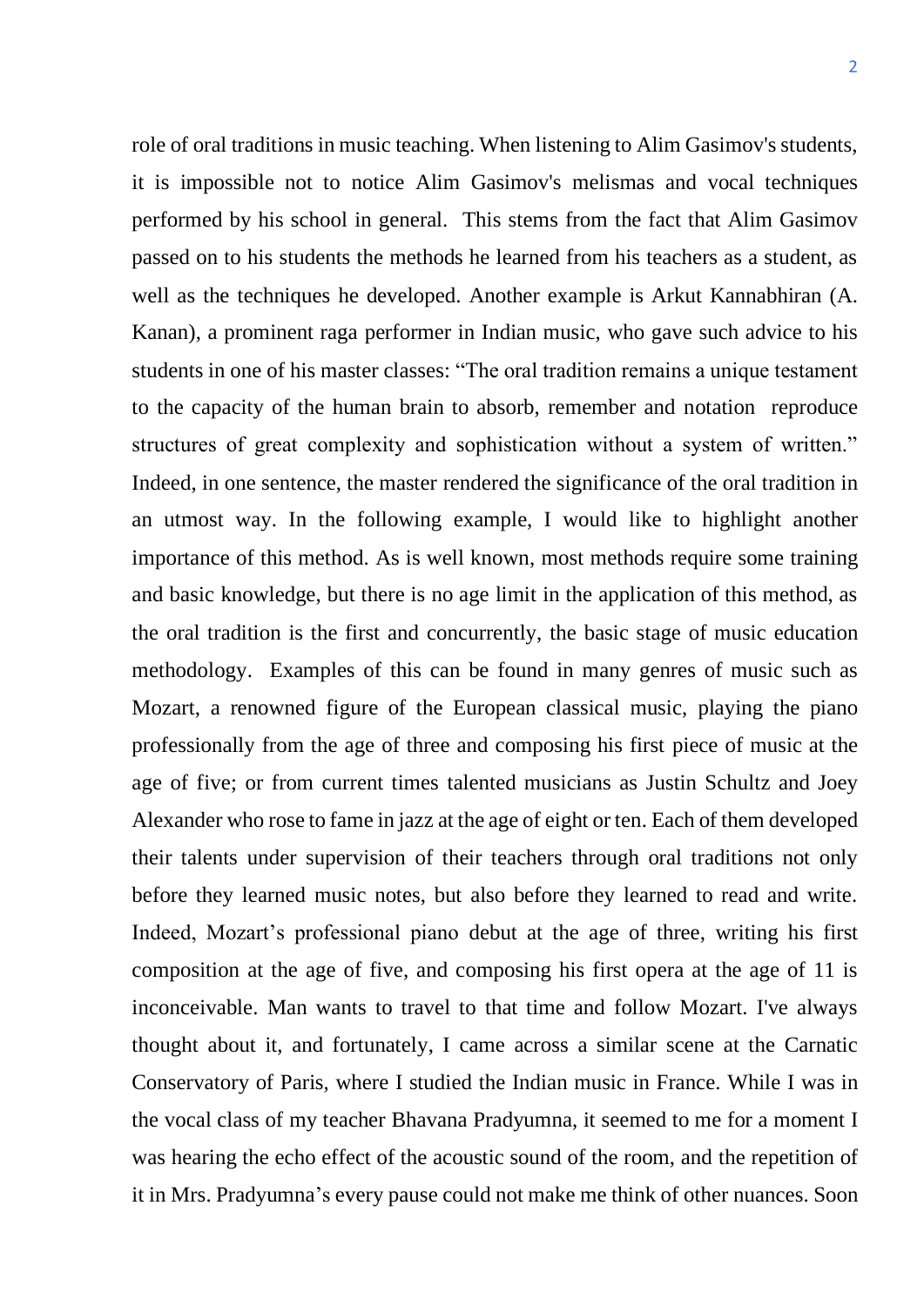role of oral traditions in music teaching. When listening to Alim Gasimov's students, it is impossible not to notice Alim Gasimov's melismas and vocal techniques performed by his school in general. This stems from the fact that Alim Gasimov passed on to his students the methods he learned from his teachers as a student, as well as the techniques he developed. Another example is Arkut Kannabhiran (A. Kanan), a prominent raga performer in Indian music, who gave such advice to his students in one of his master classes: "The oral tradition remains a unique testament to the capacity of the human brain to absorb, remember and notation reproduce structures of great complexity and sophistication without a system of written." Indeed, in one sentence, the master rendered the significance of the oral tradition in an utmost way. In the following example, I would like to highlight another importance of this method. As is well known, most methods require some training and basic knowledge, but there is no age limit in the application of this method, as the oral tradition is the first and concurrently, the basic stage of music education methodology. Examples of this can be found in many genres of music such as Mozart, a renowned figure of the European classical music, playing the piano professionally from the age of three and composing his first piece of music at the age of five; or from current times talented musicians as Justin Schultz and Joey Alexander who rose to fame in jazz at the age of eight or ten. Each of them developed their talents under supervision of their teachers through oral traditions not only before they learned music notes, but also before they learned to read and write. Indeed, Mozart's professional piano debut at the age of three, writing his first composition at the age of five, and composing his first opera at the age of 11 is inconceivable. Man wants to travel to that time and follow Mozart. I've always thought about it, and fortunately, I came across a similar scene at the Carnatic Conservatory of Paris, where I studied the Indian music in France. While I was in the vocal class of my teacher Bhavana Pradyumna, it seemed to me for a moment I was hearing the echo effect of the acoustic sound of the room, and the repetition of it in Mrs. Pradyumna's every pause could not make me think of other nuances. Soon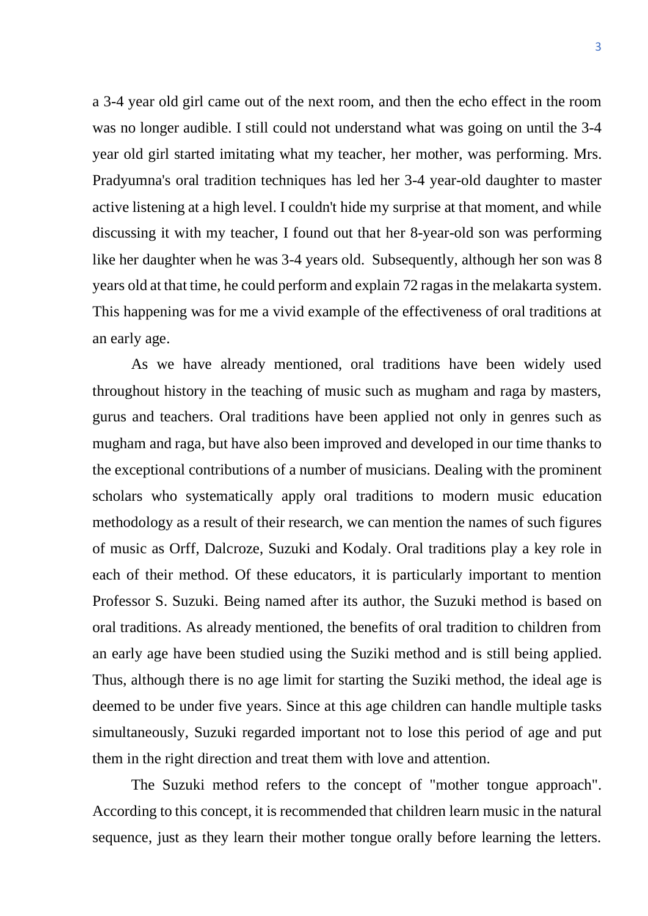a 3-4 year old girl came out of the next room, and then the echo effect in the room was no longer audible. I still could not understand what was going on until the 3-4 year old girl started imitating what my teacher, her mother, was performing. Mrs. Pradyumna's oral tradition techniques has led her 3-4 year-old daughter to master active listening at a high level. I couldn't hide my surprise at that moment, and while discussing it with my teacher, I found out that her 8-year-old son was performing like her daughter when he was 3-4 years old. Subsequently, although her son was 8 years old at that time, he could perform and explain 72 ragas in the melakarta system. This happening was for me a vivid example of the effectiveness of oral traditions at an early age.

As we have already mentioned, oral traditions have been widely used throughout history in the teaching of music such as mugham and raga by masters, gurus and teachers. Oral traditions have been applied not only in genres such as mugham and raga, but have also been improved and developed in our time thanks to the exceptional contributions of a number of musicians. Dealing with the prominent scholars who systematically apply oral traditions to modern music education methodology as a result of their research, we can mention the names of such figures of music as Orff, Dalcroze, Suzuki and Kodaly. Oral traditions play a key role in each of their method. Of these educators, it is particularly important to mention Professor S. Suzuki. Being named after its author, the Suzuki method is based on oral traditions. As already mentioned, the benefits of oral tradition to children from an early age have been studied using the Suziki method and is still being applied. Thus, although there is no age limit for starting the Suziki method, the ideal age is deemed to be under five years. Since at this age children can handle multiple tasks simultaneously, Suzuki regarded important not to lose this period of age and put them in the right direction and treat them with love and attention.

The Suzuki method refers to the concept of "mother tongue approach". According to this concept, it is recommended that children learn music in the natural sequence, just as they learn their mother tongue orally before learning the letters.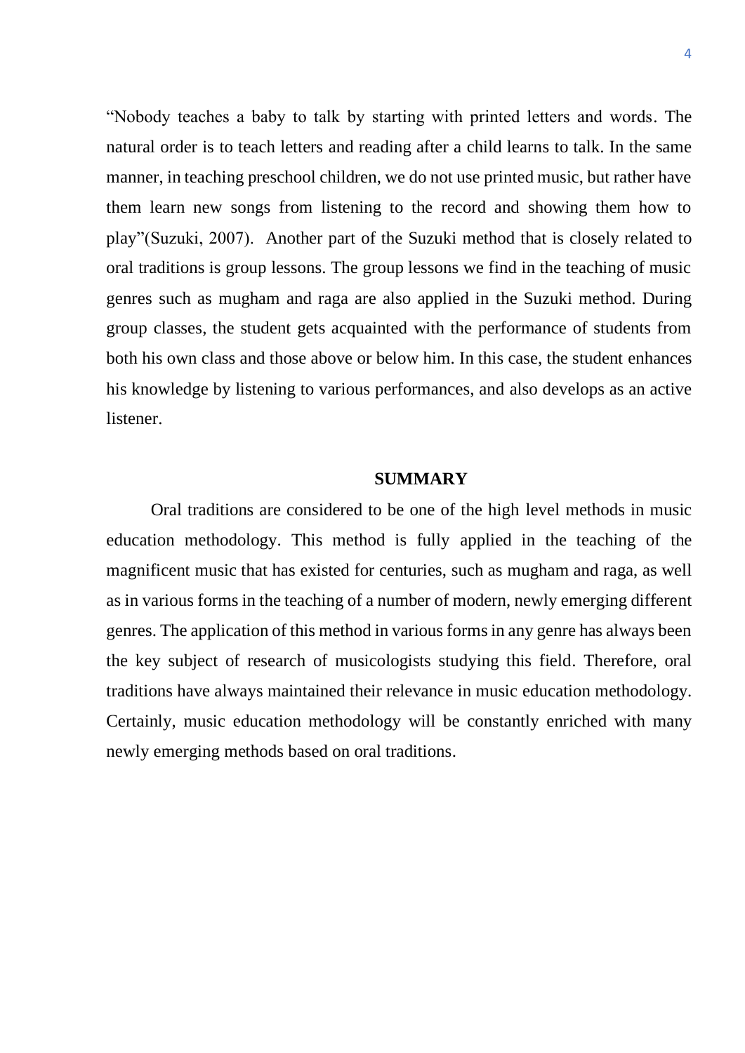"Nobody teaches a baby to talk by starting with printed letters and words. The natural order is to teach letters and reading after a child learns to talk. In the same manner, in teaching preschool children, we do not use printed music, but rather have them learn new songs from listening to the record and showing them how to play"(Suzuki, 2007). Another part of the Suzuki method that is closely related to oral traditions is group lessons. The group lessons we find in the teaching of music genres such as mugham and raga are also applied in the Suzuki method. During group classes, the student gets acquainted with the performance of students from both his own class and those above or below him. In this case, the student enhances his knowledge by listening to various performances, and also develops as an active listener.

## SUMMARY

Oral traditions are considered to be one of the high level methods in music education methodology. This method is fully applied in the teaching of the magnificent music that has existed for centuries, such as mugham and raga, as well as in various forms in the teaching of a number of modern, newly emerging different genres. The application of this method in various forms in any genre has always been the key subject of research of musicologists studying this field. Therefore, oral traditions have always maintained their relevance in music education methodology. Certainly, music education methodology will be constantly enriched with many newly emerging methods based on oral traditions.